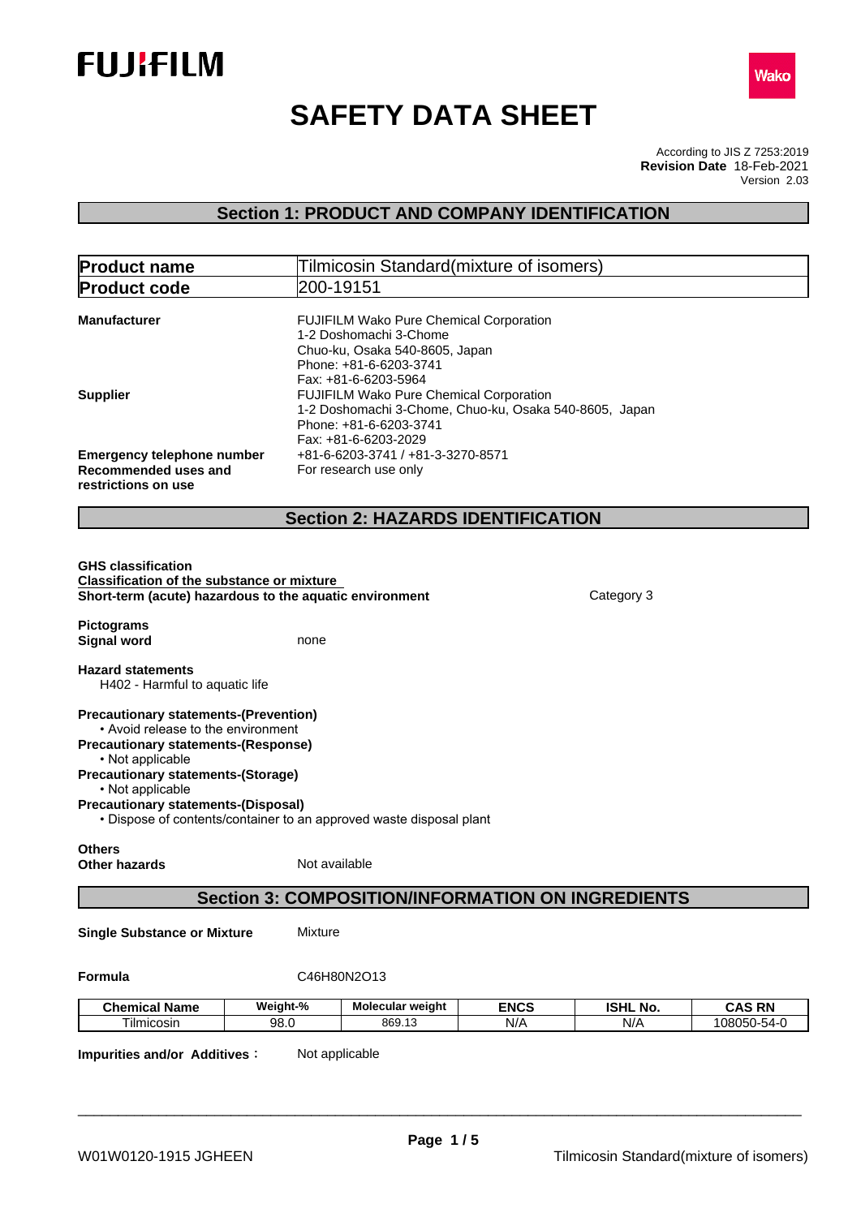FUJIFILM

Wako

# SAFETY DATA SHEET

According to JIS Z 7253:2019
**Revision Date** 18-Feb-2021
Version 2.03

## Section 1: PRODUCT AND COMPANY IDENTIFICATION

| **Product name** | Tilmicosin Standard(mixture of isomers) |
|---|---|
| **Product code** | 200-19151 |

**Manufacturer**
FUJIFILM Wako Pure Chemical Corporation
1-2 Doshomachi 3-Chome
Chuo-ku, Osaka 540-8605, Japan
Phone: +81-6-6203-3741
Fax: +81-6-6203-5964

**Supplier**
FUJIFILM Wako Pure Chemical Corporation
1-2 Doshomachi 3-Chome, Chuo-ku, Osaka 540-8605, Japan
Phone: +81-6-6203-3741
Fax: +81-6-6203-2029

**Emergency telephone number** +81-6-6203-3741 / +81-3-3270-8571

**Recommended uses and restrictions on use** For research use only

## Section 2: HAZARDS IDENTIFICATION

**GHS classification**

**Classification of the substance or mixture**

**Short-term (acute) hazardous to the aquatic environment** Category 3

**Pictograms**

**Signal word** none

**Hazard statements**

H402 - Harmful to aquatic life

**Precautionary statements-(Prevention)**

- Avoid release to the environment

**Precautionary statements-(Response)**

- Not applicable

**Precautionary statements-(Storage)**

- Not applicable

**Precautionary statements-(Disposal)**

- Dispose of contents/container to an approved waste disposal plant

**Others**

**Other hazards** Not available

## Section 3: COMPOSITION/INFORMATION ON INGREDIENTS

**Single Substance or Mixture** Mixture

**Formula** $C_{46}H_{80}N_2O_{13}$

| Chemical Name | Weight-% | Molecular weight | ENCS | ISHL No. | CAS RN |
|---|---|---|---|---|---|
| Tilmicosin | 98.0 | 869.13 | N/A | N/A | 108050-54-0 |

**Impurities and/or Additives**： Not applicable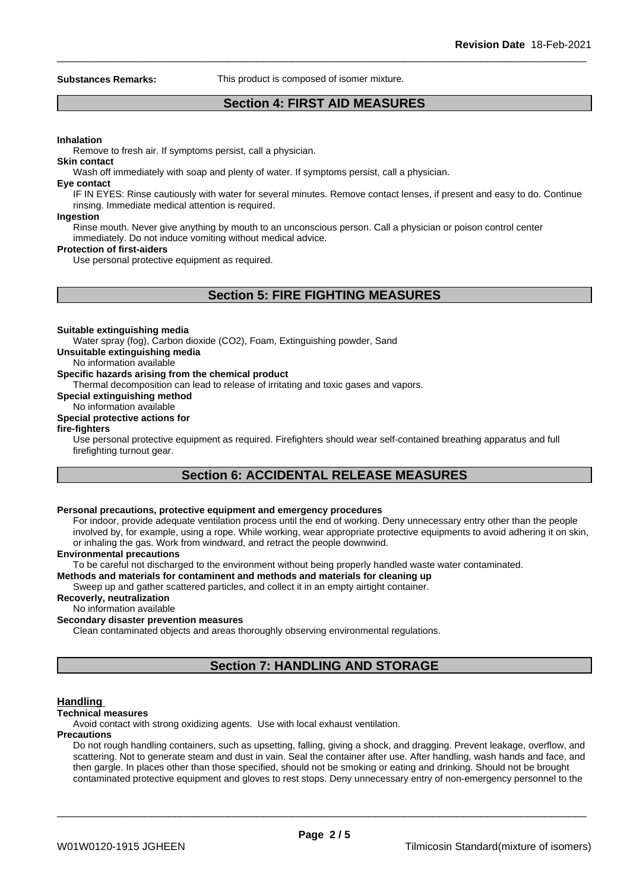**Substances Remarks:** This product is composed of isomer mixture.

## Section 4: FIRST AID MEASURES

**Inhalation**

Remove to fresh air. If symptoms persist, call a physician.

**Skin contact**

Wash off immediately with soap and plenty of water. If symptoms persist, call a physician.

**Eye contact**

IF IN EYES: Rinse cautiously with water for several minutes. Remove contact lenses, if present and easy to do. Continue rinsing. Immediate medical attention is required.

**Ingestion**

Rinse mouth. Never give anything by mouth to an unconscious person. Call a physician or poison control center immediately. Do not induce vomiting without medical advice.

**Protection of first-aiders**

Use personal protective equipment as required.

## Section 5: FIRE FIGHTING MEASURES

**Suitable extinguishing media**

Water spray (fog), Carbon dioxide (CO2), Foam, Extinguishing powder, Sand

**Unsuitable extinguishing media**

No information available

**Specific hazards arising from the chemical product**

Thermal decomposition can lead to release of irritating and toxic gases and vapors.

**Special extinguishing method**

No information available

**Special protective actions for fire-fighters**

Use personal protective equipment as required. Firefighters should wear self-contained breathing apparatus and full firefighting turnout gear.

## Section 6: ACCIDENTAL RELEASE MEASURES

**Personal precautions, protective equipment and emergency procedures**

For indoor, provide adequate ventilation process until the end of working. Deny unnecessary entry other than the people involved by, for example, using a rope. While working, wear appropriate protective equipments to avoid adhering it on skin, or inhaling the gas. Work from windward, and retract the people downwind.

**Environmental precautions**

To be careful not discharged to the environment without being properly handled waste water contaminated.

**Methods and materials for contaminent and methods and materials for cleaning up**

Sweep up and gather scattered particles, and collect it in an empty airtight container.

**Recoverly, neutralization**

No information available

**Secondary disaster prevention measures**

Clean contaminated objects and areas thoroughly observing environmental regulations.

## Section 7: HANDLING AND STORAGE

### Handling

**Technical measures**

Avoid contact with strong oxidizing agents. Use with local exhaust ventilation.

**Precautions**

Do not rough handling containers, such as upsetting, falling, giving a shock, and dragging. Prevent leakage, overflow, and scattering. Not to generate steam and dust in vain. Seal the container after use. After handling, wash hands and face, and then gargle. In places other than those specified, should not be smoking or eating and drinking. Should not be brought contaminated protective equipment and gloves to rest stops. Deny unnecessary entry of non-emergency personnel to the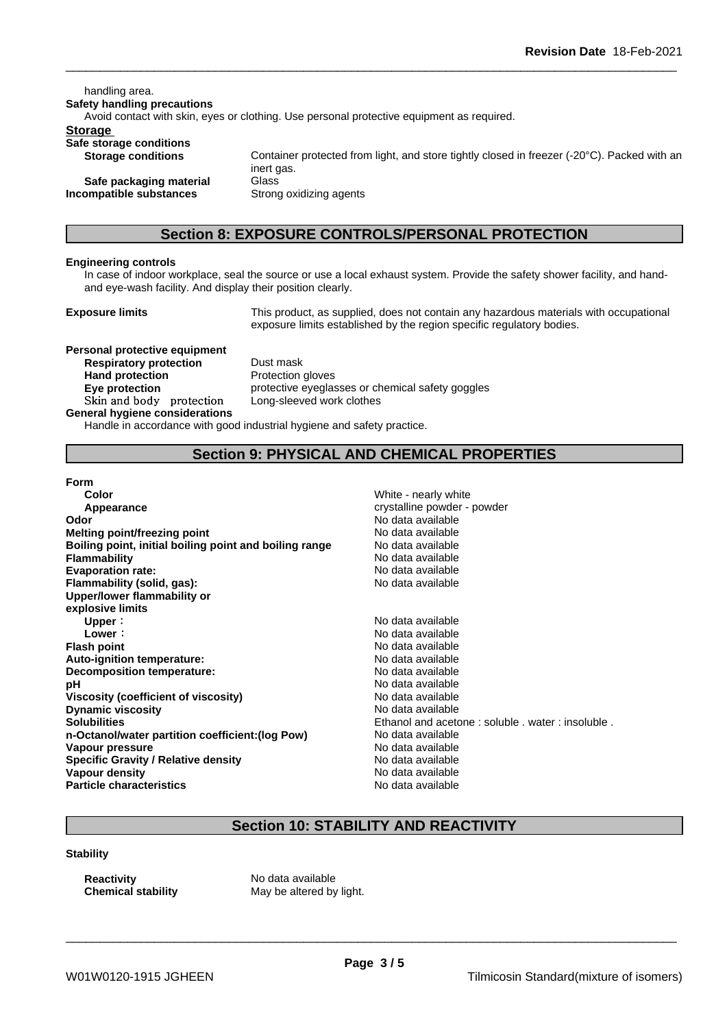handling area.

**Safety handling precautions**

Avoid contact with skin, eyes or clothing. Use personal protective equipment as required.

**Storage**

**Safe storage conditions**

| | |
|---|---|
| **Storage conditions** | Container protected from light, and store tightly closed in freezer (-20°C). Packed with an inert gas. |
| **Safe packaging material** | Glass |
| **Incompatible substances** | Strong oxidizing agents |

## Section 8: EXPOSURE CONTROLS/PERSONAL PROTECTION

**Engineering controls**

In case of indoor workplace, seal the source or use a local exhaust system. Provide the safety shower facility, and hand- and eye-wash facility. And display their position clearly.

**Exposure limits** This product, as supplied, does not contain any hazardous materials with occupational exposure limits established by the region specific regulatory bodies.

**Personal protective equipment**

| | |
|---|---|
| **Respiratory protection** | Dust mask |
| **Hand protection** | Protection gloves |
| **Eye protection** | protective eyeglasses or chemical safety goggles |
| Skin and body protection | Long-sleeved work clothes |

**General hygiene considerations**

Handle in accordance with good industrial hygiene and safety practice.

## Section 9: PHYSICAL AND CHEMICAL PROPERTIES

| | |
|---|---|
| **Form** | |
| **Color** | White - nearly white |
| **Appearance** | crystalline powder - powder |
| **Odor** | No data available |
| **Melting point/freezing point** | No data available |
| **Boiling point, initial boiling point and boiling range** | No data available |
| **Flammability** | No data available |
| **Evaporation rate:** | No data available |
| **Flammability (solid, gas):** | No data available |
| **Upper/lower flammability or explosive limits** | |
| **Upper**： | No data available |
| **Lower**： | No data available |
| **Flash point** | No data available |
| **Auto-ignition temperature:** | No data available |
| **Decomposition temperature:** | No data available |
| **pH** | No data available |
| **Viscosity (coefficient of viscosity)** | No data available |
| **Dynamic viscosity** | No data available |
| **Solubilities** | Ethanol and acetone : soluble . water : insoluble . |
| **n-Octanol/water partition coefficient:(log Pow)** | No data available |
| **Vapour pressure** | No data available |
| **Specific Gravity / Relative density** | No data available |
| **Vapour density** | No data available |
| **Particle characteristics** | No data available |

## Section 10: STABILITY AND REACTIVITY

**Stability**

| | |
|---|---|
| **Reactivity** | No data available |
| **Chemical stability** | May be altered by light. |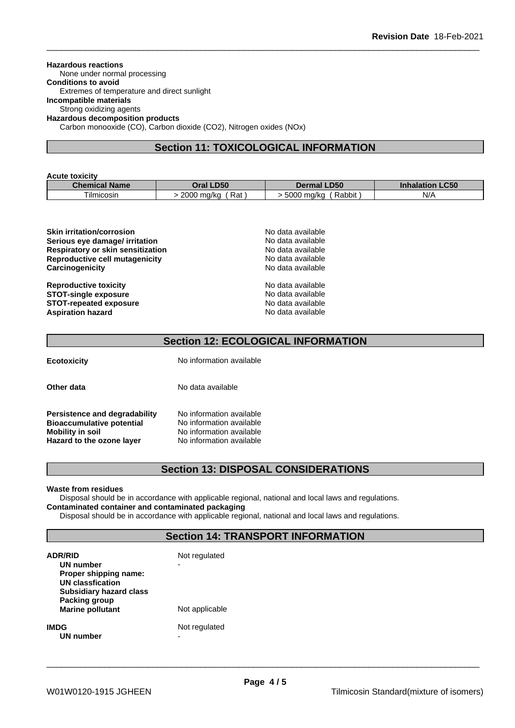**Hazardous reactions**
None under normal processing
**Conditions to avoid**
Extremes of temperature and direct sunlight
**Incompatible materials**
Strong oxidizing agents
**Hazardous decomposition products**
Carbon monooxide (CO), Carbon dioxide ($CO_2$), Nitrogen oxides (NOx)

## Section 11: TOXICOLOGICAL INFORMATION

**Acute toxicity**

| Chemical Name | Oral LD50 | Dermal LD50 | Inhalation LC50 |
|---|---|---|---|
| Tilmicosin | > 2000 mg/kg ( Rat ) | > 5000 mg/kg ( Rabbit ) | N/A |

**Skin irritation/corrosion** No data available
**Serious eye damage/ irritation** No data available
**Respiratory or skin sensitization** No data available
**Reproductive cell mutagenicity** No data available
**Carcinogenicity** No data available

**Reproductive toxicity** No data available
**STOT-single exposure** No data available
**STOT-repeated exposure** No data available
**Aspiration hazard** No data available

## Section 12: ECOLOGICAL INFORMATION

**Ecotoxicity** No information available

**Other data** No data available

**Persistence and degradability** No information available
**Bioaccumulative potential** No information available
**Mobility in soil** No information available
**Hazard to the ozone layer** No information available

## Section 13: DISPOSAL CONSIDERATIONS

**Waste from residues**
Disposal should be in accordance with applicable regional, national and local laws and regulations.
**Contaminated container and contaminated packaging**
Disposal should be in accordance with applicable regional, national and local laws and regulations.

## Section 14: TRANSPORT INFORMATION

**ADR/RID** Not regulated
**UN number** -
**Proper shipping name:**
**UN classfication**
**Subsidiary hazard class**
**Packing group**
**Marine pollutant** Not applicable

**IMDG** Not regulated
**UN number** -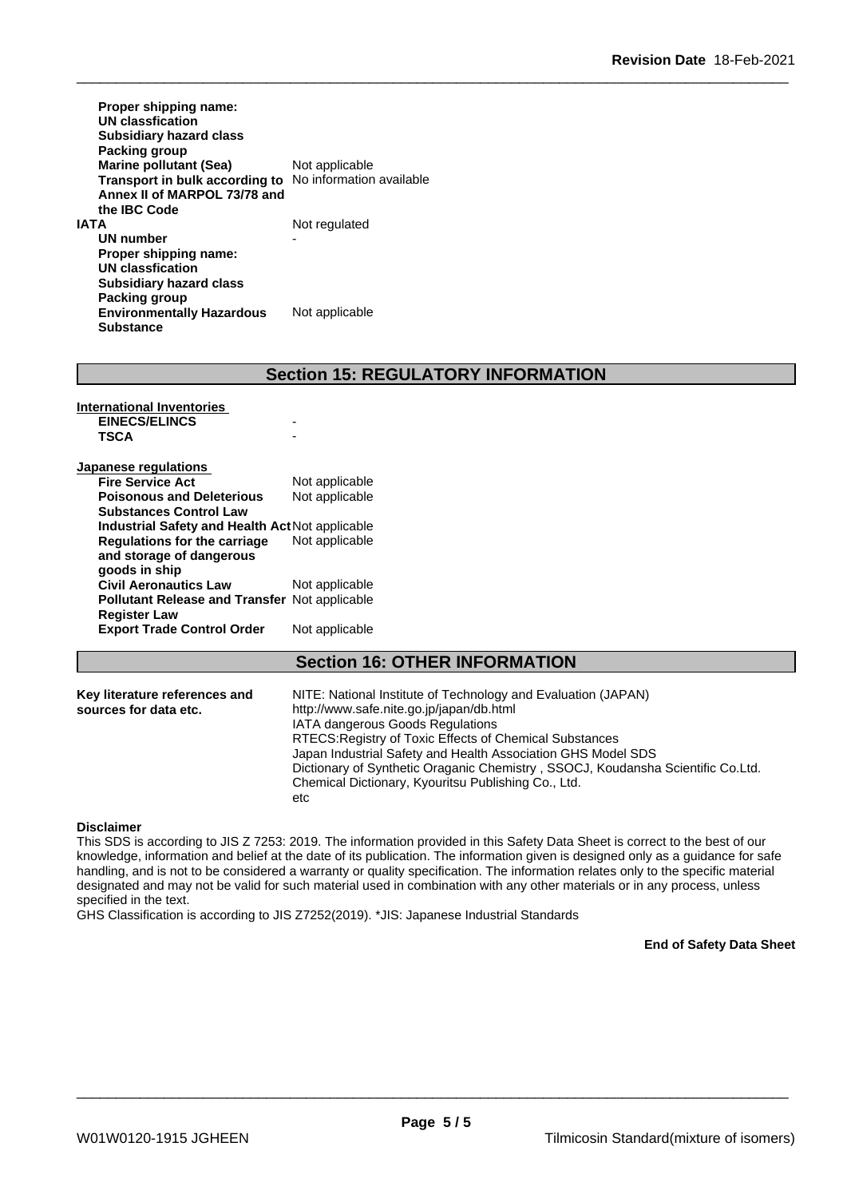| | |
|---|---|
| **Proper shipping name:** | |
| **UN classfication** | |
| **Subsidiary hazard class** | |
| **Packing group** | |
| **Marine pollutant (Sea)** | Not applicable |
| **Transport in bulk according to Annex II of MARPOL 73/78 and the IBC Code** | No information available |

| | |
|---|---|
| **IATA** | Not regulated |
| **UN number** | - |
| **Proper shipping name:** | |
| **UN classfication** | |
| **Subsidiary hazard class** | |
| **Packing group** | |
| **Environmentally Hazardous Substance** | Not applicable |

## Section 15: REGULATORY INFORMATION

**International Inventories**

| | |
|---|---|
| **EINECS/ELINCS** | - |
| **TSCA** | - |

**Japanese regulations**

| | |
|---|---|
| **Fire Service Act** | Not applicable |
| **Poisonous and Deleterious Substances Control Law** | Not applicable |
| **Industrial Safety and Health Act** | Not applicable |
| **Regulations for the carriage and storage of dangerous goods in ship** | Not applicable |
| **Civil Aeronautics Law** | Not applicable |
| **Pollutant Release and Transfer Register Law** | Not applicable |
| **Export Trade Control Order** | Not applicable |

## Section 16: OTHER INFORMATION

**Key literature references and sources for data etc.**

NITE: National Institute of Technology and Evaluation (JAPAN)
http://www.safe.nite.go.jp/japan/db.html
IATA dangerous Goods Regulations
RTECS:Registry of Toxic Effects of Chemical Substances
Japan Industrial Safety and Health Association GHS Model SDS
Dictionary of Synthetic Oraganic Chemistry , SSOCJ, Koudansha Scientific Co.Ltd.
Chemical Dictionary, Kyouritsu Publishing Co., Ltd.
etc

**Disclaimer**

This SDS is according to JIS Z 7253: 2019. The information provided in this Safety Data Sheet is correct to the best of our knowledge, information and belief at the date of its publication. The information given is designed only as a guidance for safe handling, and is not to be considered a warranty or quality specification. The information relates only to the specific material designated and may not be valid for such material used in combination with any other materials or in any process, unless specified in the text.

GHS Classification is according to JIS Z7252(2019). *JIS: Japanese Industrial Standards

**End of Safety Data Sheet**